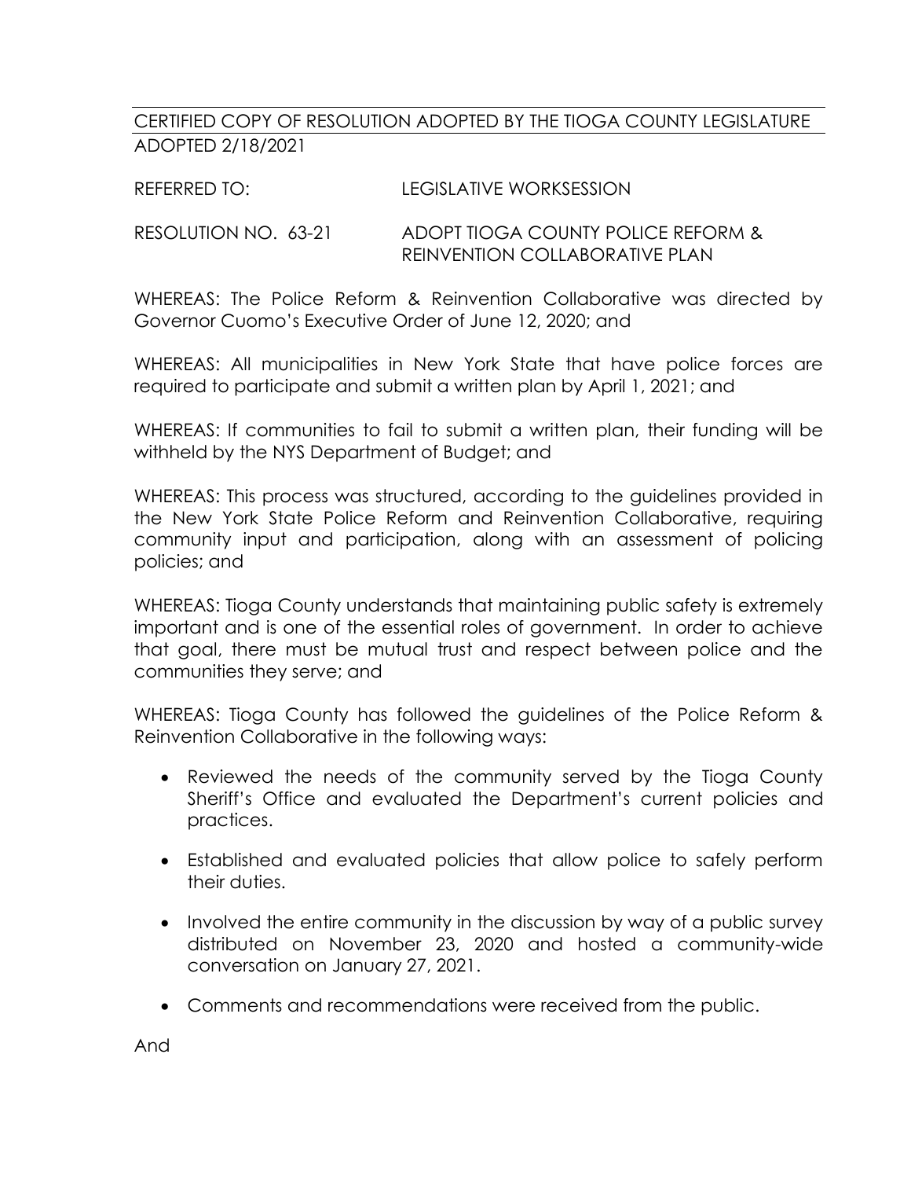CERTIFIED COPY OF RESOLUTION ADOPTED BY THE TIOGA COUNTY LEGISLATURE
ADOPTED 2/18/2021

REFERRED TO: LEGISLATIVE WORKSESSION

RESOLUTION NO. 63-21 ADOPT TIOGA COUNTY POLICE REFORM & REINVENTION COLLABORATIVE PLAN

WHEREAS: The Police Reform & Reinvention Collaborative was directed by Governor Cuomo's Executive Order of June 12, 2020; and

WHEREAS: All municipalities in New York State that have police forces are required to participate and submit a written plan by April 1, 2021; and

WHEREAS: If communities to fail to submit a written plan, their funding will be withheld by the NYS Department of Budget; and

WHEREAS: This process was structured, according to the guidelines provided in the New York State Police Reform and Reinvention Collaborative, requiring community input and participation, along with an assessment of policing policies; and

WHEREAS: Tioga County understands that maintaining public safety is extremely important and is one of the essential roles of government. In order to achieve that goal, there must be mutual trust and respect between police and the communities they serve; and

WHEREAS: Tioga County has followed the guidelines of the Police Reform & Reinvention Collaborative in the following ways:

- Reviewed the needs of the community served by the Tioga County Sheriff's Office and evaluated the Department's current policies and practices.
- Established and evaluated policies that allow police to safely perform their duties.
- Involved the entire community in the discussion by way of a public survey distributed on November 23, 2020 and hosted a community-wide conversation on January 27, 2021.
- Comments and recommendations were received from the public.

And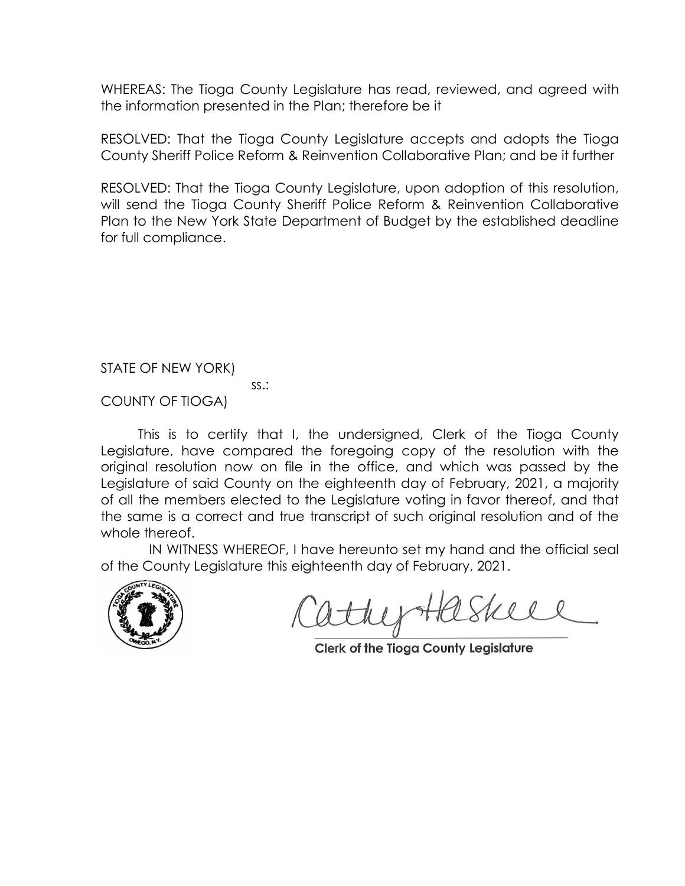WHEREAS: The Tioga County Legislature has read, reviewed, and agreed with the information presented in the Plan; therefore be it

RESOLVED: That the Tioga County Legislature accepts and adopts the Tioga County Sheriff Police Reform & Reinvention Collaborative Plan; and be it further

RESOLVED: That the Tioga County Legislature, upon adoption of this resolution, will send the Tioga County Sheriff Police Reform & Reinvention Collaborative Plan to the New York State Department of Budget by the established deadline for full compliance.

STATE OF NEW YORK)
ss.:
COUNTY OF TIOGA)

This is to certify that I, the undersigned, Clerk of the Tioga County Legislature, have compared the foregoing copy of the resolution with the original resolution now on file in the office, and which was passed by the Legislature of said County on the eighteenth day of February, 2021, a majority of all the members elected to the Legislature voting in favor thereof, and that the same is a correct and true transcript of such original resolution and of the whole thereof.

IN WITNESS WHEREOF, I have hereunto set my hand and the official seal of the County Legislature this eighteenth day of February, 2021.

Cathy Haskell

Clerk of the Tioga County Legislature